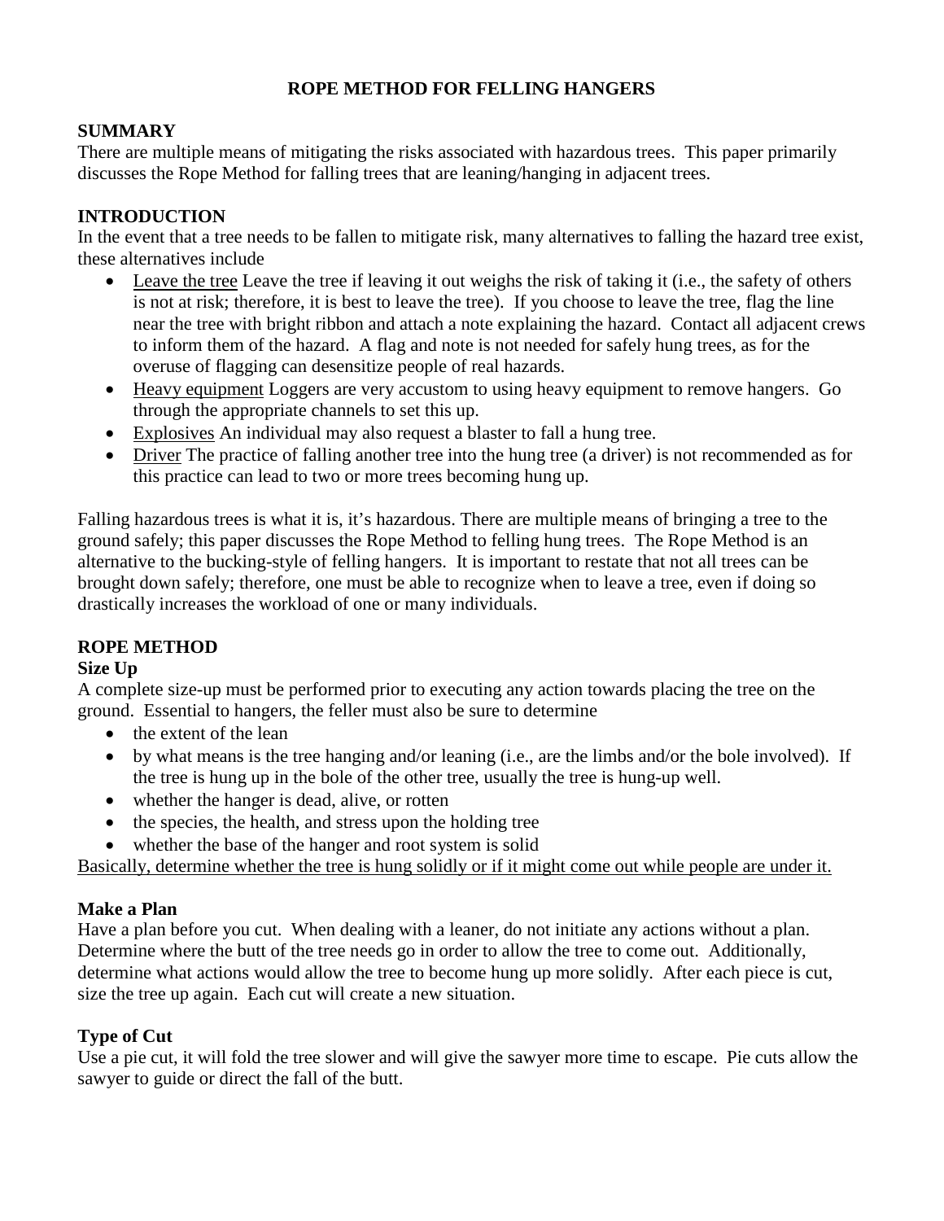# ROPE METHOD FOR FELLING HANGERS

## SUMMARY

There are multiple means of mitigating the risks associated with hazardous trees. This paper primarily discusses the Rope Method for falling trees that are leaning/hanging in adjacent trees.

## INTRODUCTION

In the event that a tree needs to be fallen to mitigate risk, many alternatives to falling the hazard tree exist, these alternatives include

- <u>Leave the tree</u> Leave the tree if leaving it out weighs the risk of taking it (i.e., the safety of others is not at risk; therefore, it is best to leave the tree). If you choose to leave the tree, flag the line near the tree with bright ribbon and attach a note explaining the hazard. Contact all adjacent crews to inform them of the hazard. A flag and note is not needed for safely hung trees, as for the overuse of flagging can desensitize people of real hazards.
- <u>Heavy equipment</u> Loggers are very accustom to using heavy equipment to remove hangers. Go through the appropriate channels to set this up.
- <u>Explosives</u> An individual may also request a blaster to fall a hung tree.
- <u>Driver</u> The practice of falling another tree into the hung tree (a driver) is not recommended as for this practice can lead to two or more trees becoming hung up.

Falling hazardous trees is what it is, it's hazardous. There are multiple means of bringing a tree to the ground safely; this paper discusses the Rope Method to felling hung trees. The Rope Method is an alternative to the bucking-style of felling hangers. It is important to restate that not all trees can be brought down safely; therefore, one must be able to recognize when to leave a tree, even if doing so drastically increases the workload of one or many individuals.

## ROPE METHOD

### Size Up

A complete size-up must be performed prior to executing any action towards placing the tree on the ground. Essential to hangers, the feller must also be sure to determine

- the extent of the lean
- by what means is the tree hanging and/or leaning (i.e., are the limbs and/or the bole involved). If the tree is hung up in the bole of the other tree, usually the tree is hung-up well.
- whether the hanger is dead, alive, or rotten
- the species, the health, and stress upon the holding tree
- whether the base of the hanger and root system is solid

<u>Basically, determine whether the tree is hung solidly or if it might come out while people are under it.</u>

### Make a Plan

Have a plan before you cut. When dealing with a leaner, do not initiate any actions without a plan. Determine where the butt of the tree needs go in order to allow the tree to come out. Additionally, determine what actions would allow the tree to become hung up more solidly. After each piece is cut, size the tree up again. Each cut will create a new situation.

### Type of Cut

Use a pie cut, it will fold the tree slower and will give the sawyer more time to escape. Pie cuts allow the sawyer to guide or direct the fall of the butt.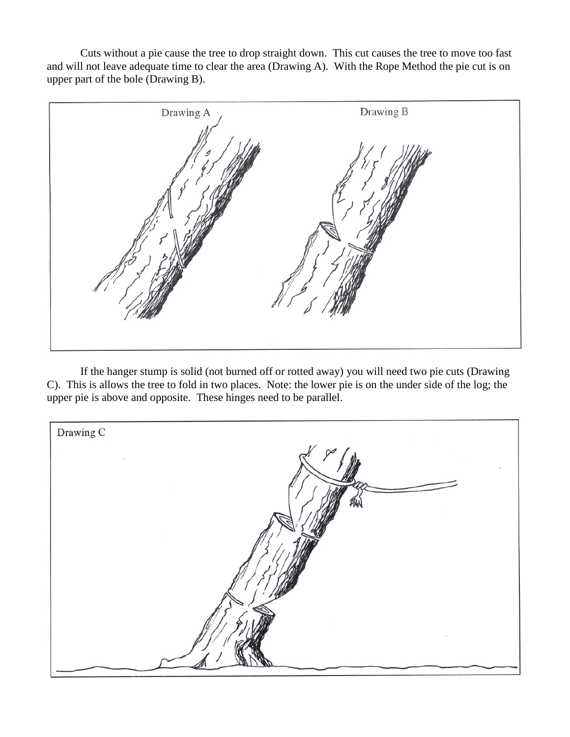Cuts without a pie cause the tree to drop straight down. This cut causes the tree to move too fast and will not leave adequate time to clear the area (Drawing A). With the Rope Method the pie cut is on upper part of the bole (Drawing B).

Drawing A

Drawing B

If the hanger stump is solid (not burned off or rotted away) you will need two pie cuts (Drawing C). This is allows the tree to fold in two places. Note: the lower pie is on the under side of the log; the upper pie is above and opposite. These hinges need to be parallel.

Drawing C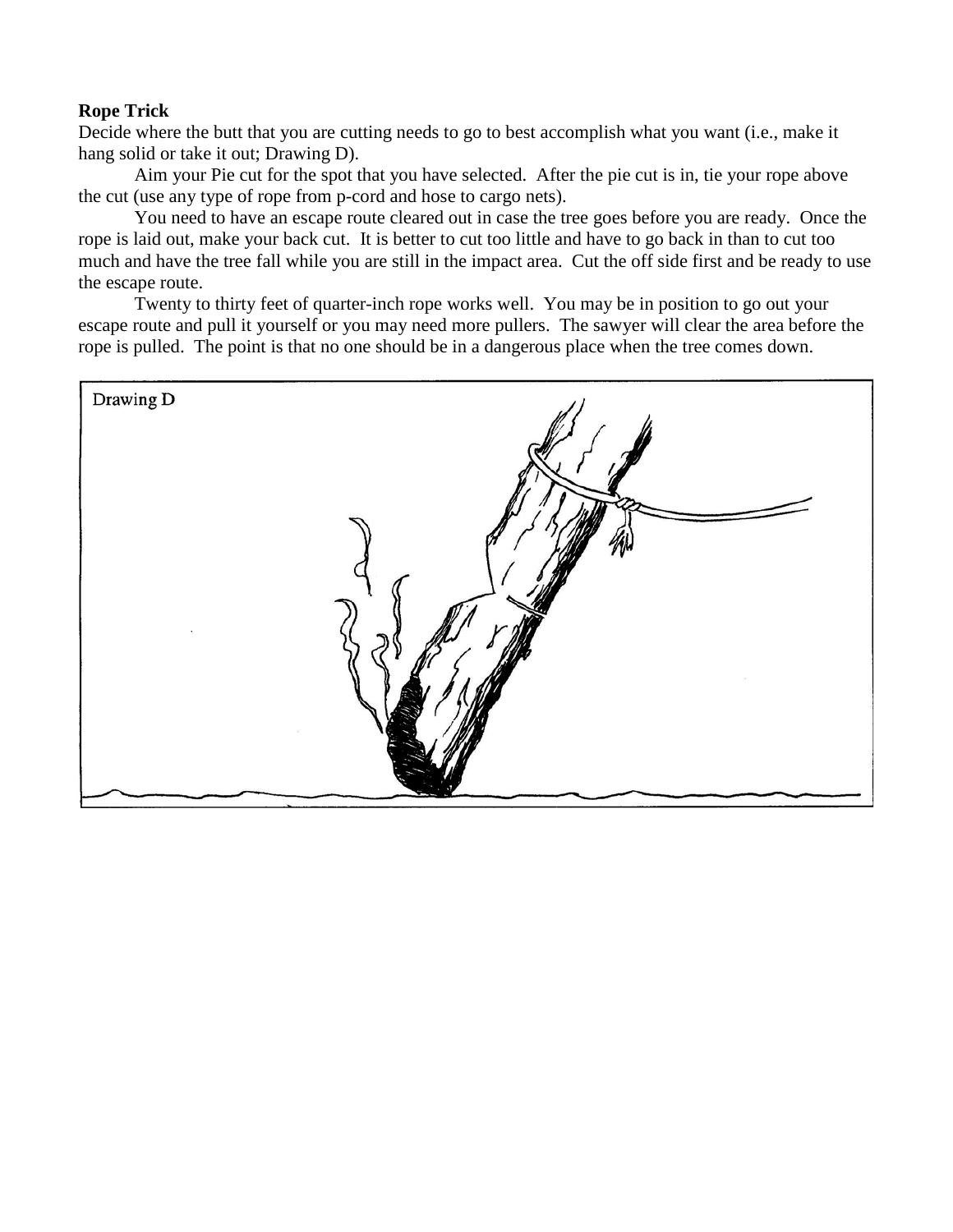**Rope Trick**

Decide where the butt that you are cutting needs to go to best accomplish what you want (i.e., make it hang solid or take it out; Drawing D).

Aim your Pie cut for the spot that you have selected. After the pie cut is in, tie your rope above the cut (use any type of rope from p-cord and hose to cargo nets).

You need to have an escape route cleared out in case the tree goes before you are ready. Once the rope is laid out, make your back cut. It is better to cut too little and have to go back in than to cut too much and have the tree fall while you are still in the impact area. Cut the off side first and be ready to use the escape route.

Twenty to thirty feet of quarter-inch rope works well. You may be in position to go out your escape route and pull it yourself or you may need more pullers. The sawyer will clear the area before the rope is pulled. The point is that no one should be in a dangerous place when the tree comes down.

Drawing D